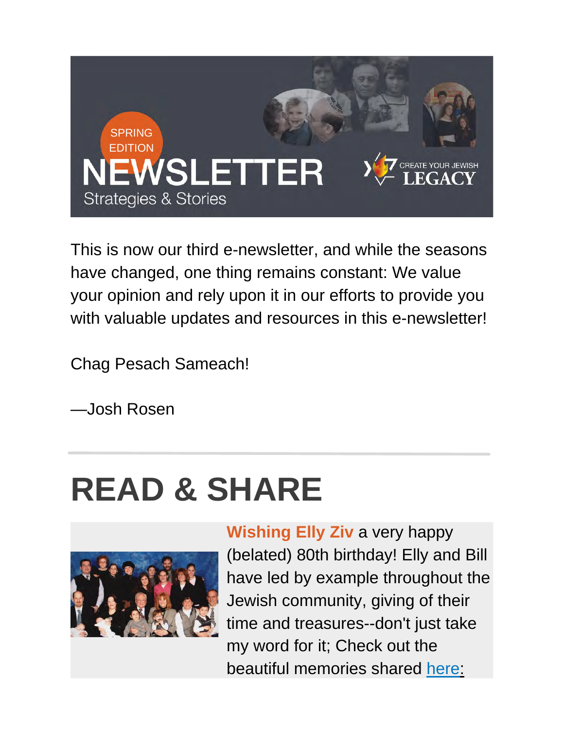SPRING EDITION

# NEWSLETTER

Strategies & Stories

CREATE YOUR JEWISH LEGACY

This is now our third e-newsletter, and while the seasons have changed, one thing remains constant: We value your opinion and rely upon it in our efforts to provide you with valuable updates and resources in this e-newsletter!

Chag Pesach Sameach!

—Josh Rosen

---

# READ & SHARE

**Wishing Elly Ziv** a very happy (belated) 80th birthday! Elly and Bill have led by example throughout the Jewish community, giving of their time and treasures--don't just take my word for it; Check out the beautiful memories shared [here](here):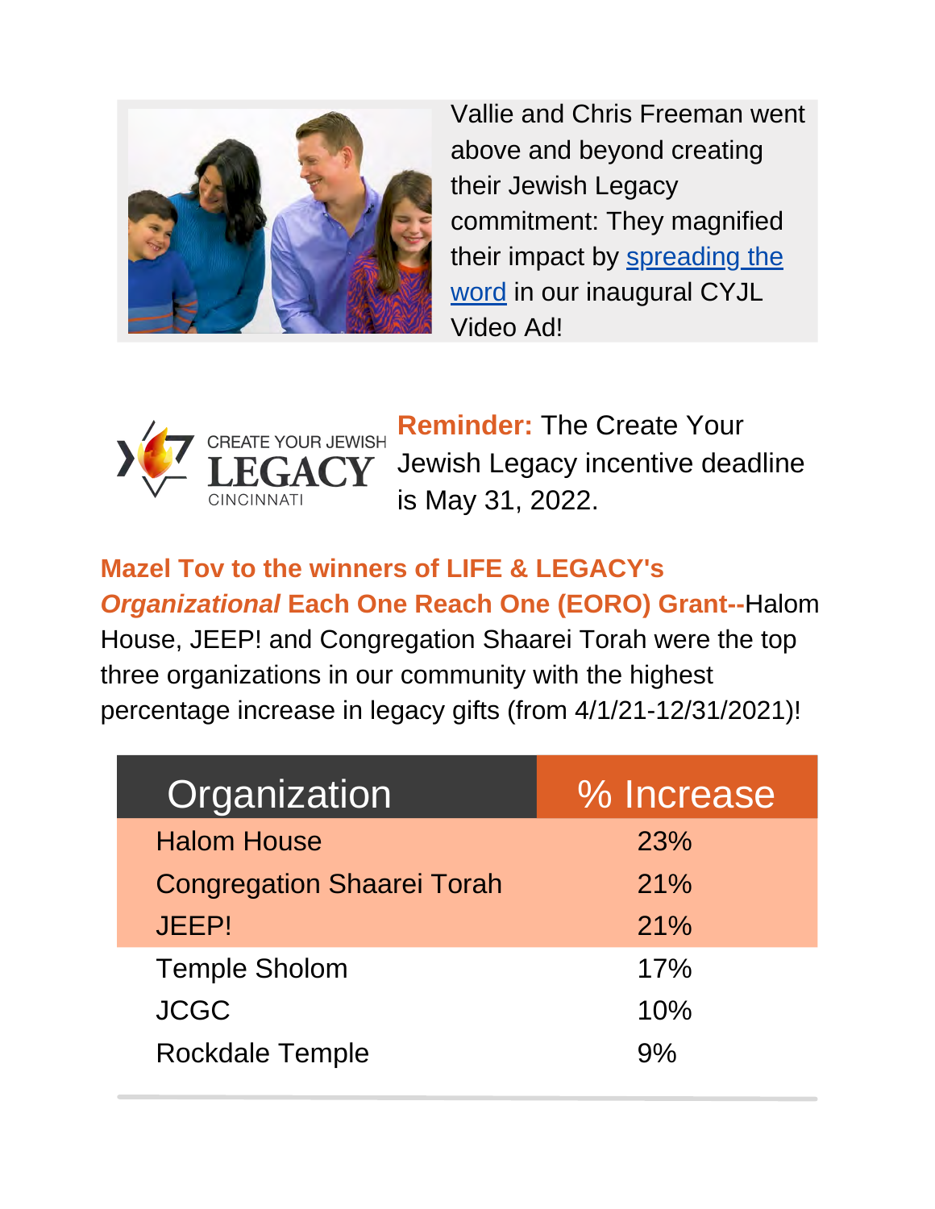Vallie and Chris Freeman went above and beyond creating their Jewish Legacy commitment: They magnified their impact by [spreading the word] in our inaugural CYJL Video Ad!

CREATE YOUR JEWISH LEGACY CINCINNATI

**Reminder:** The Create Your Jewish Legacy incentive deadline is May 31, 2022.

**Mazel Tov to the winners of LIFE & LEGACY's *Organizational* Each One Reach One (EORO) Grant--**Halom House, JEEP! and Congregation Shaarei Torah were the top three organizations in our community with the highest percentage increase in legacy gifts (from 4/1/21-12/31/2021)!

| Organization | % Increase |
|---|---|
| Halom House | 23% |
| Congregation Shaarei Torah | 21% |
| JEEP! | 21% |
| Temple Sholom | 17% |
| JCGC | 10% |
| Rockdale Temple | 9% |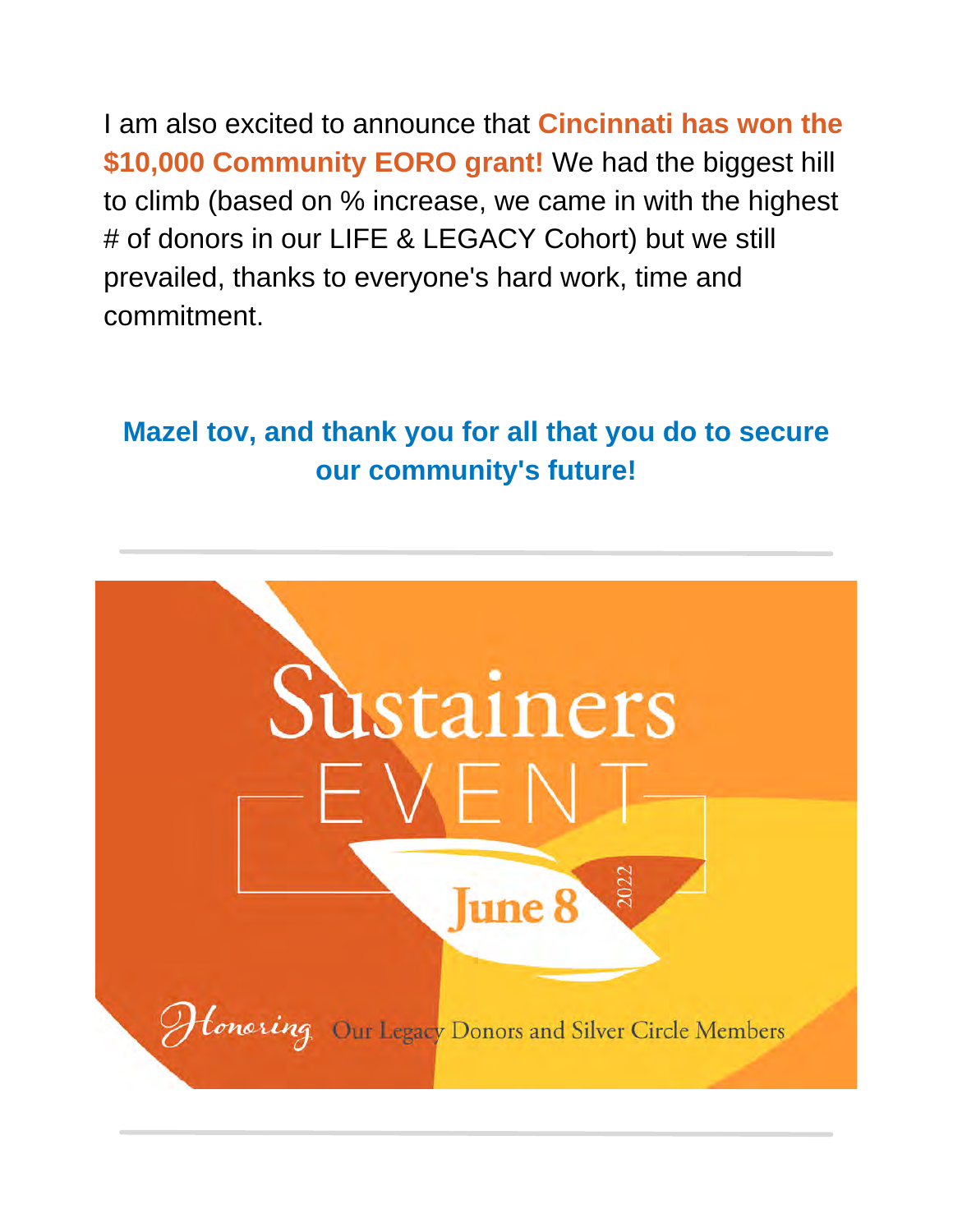I am also excited to announce that **Cincinnati has won the $10,000 Community EORO grant!** We had the biggest hill to climb (based on % increase, we came in with the highest # of donors in our LIFE & LEGACY Cohort) but we still prevailed, thanks to everyone's hard work, time and commitment.

**Mazel tov, and thank you for all that you do to secure our community's future!**

---

Sustainers EVENT

June 8 2022

*Honoring* Our Legacy Donors and Silver Circle Members

---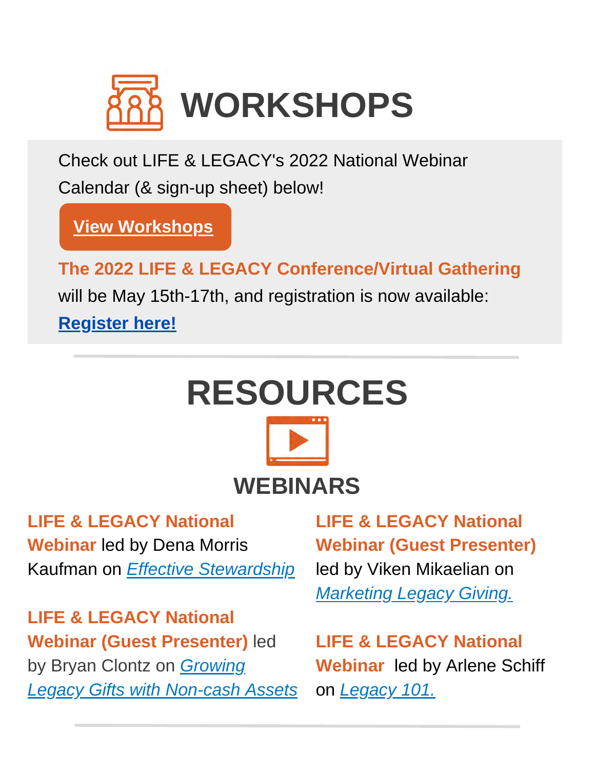# WORKSHOPS

Check out LIFE & LEGACY's 2022 National Webinar Calendar (& sign-up sheet) below!

**View Workshops**

**The 2022 LIFE & LEGACY Conference/Virtual Gathering** will be May 15th-17th, and registration is now available: **Register here!**

---

# RESOURCES

## WEBINARS

**LIFE & LEGACY National Webinar** led by Dena Morris Kaufman on *Effective Stewardship*

**LIFE & LEGACY National Webinar (Guest Presenter)** led by Bryan Clontz on *Growing Legacy Gifts with Non-cash Assets*

**LIFE & LEGACY National Webinar (Guest Presenter)** led by Viken Mikaelian on *Marketing Legacy Giving.*

**LIFE & LEGACY National Webinar** led by Arlene Schiff on *Legacy 101.*

---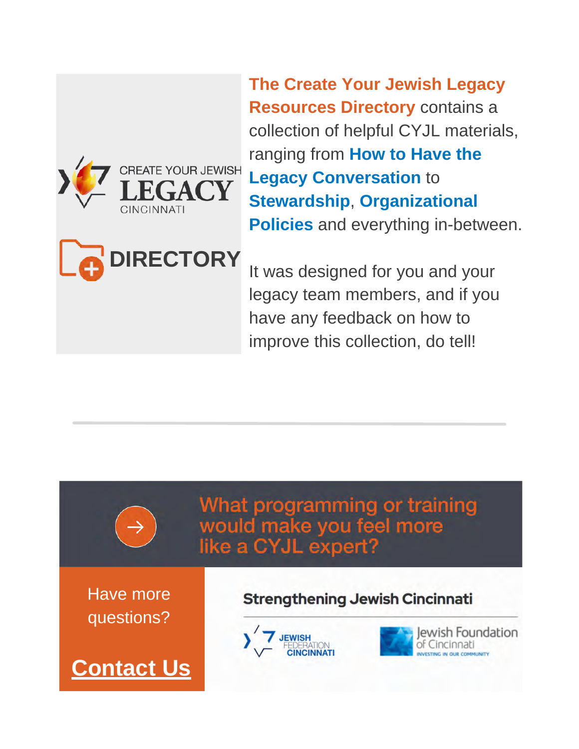CREATE YOUR JEWISH LEGACY CINCINNATI

DIRECTORY

**The Create Your Jewish Legacy Resources Directory** contains a collection of helpful CYJL materials, ranging from **How to Have the Legacy Conversation** to **Stewardship**, **Organizational Policies** and everything in-between.

It was designed for you and your legacy team members, and if you have any feedback on how to improve this collection, do tell!

---

What programming or training would make you feel more like a CYJL expert?

Have more questions?

**Contact Us**

Strengthening Jewish Cincinnati

JEWISH FEDERATION CINCINNATI

Jewish Foundation of Cincinnati
INVESTING IN OUR COMMUNITY